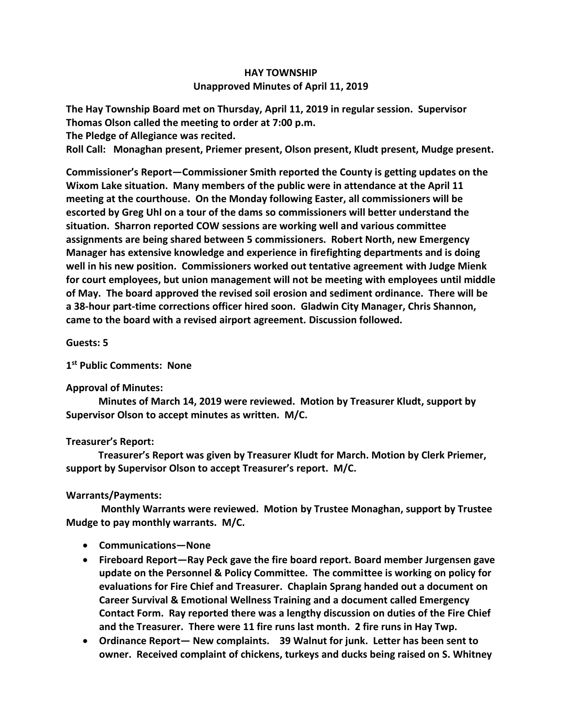# HAY TOWNSHIP

## Unapproved Minutes of April 11, 2019

**The Hay Township Board met on Thursday, April 11, 2019 in regular session. Supervisor Thomas Olson called the meeting to order at 7:00 p.m.**

**The Pledge of Allegiance was recited.**

**Roll Call: Monaghan present, Priemer present, Olson present, Kludt present, Mudge present.**

**Commissioner's Report—Commissioner Smith reported the County is getting updates on the Wixom Lake situation. Many members of the public were in attendance at the April 11 meeting at the courthouse. On the Monday following Easter, all commissioners will be escorted by Greg Uhl on a tour of the dams so commissioners will better understand the situation. Sharron reported COW sessions are working well and various committee assignments are being shared between 5 commissioners. Robert North, new Emergency Manager has extensive knowledge and experience in firefighting departments and is doing well in his new position. Commissioners worked out tentative agreement with Judge Mienk for court employees, but union management will not be meeting with employees until middle of May. The board approved the revised soil erosion and sediment ordinance. There will be a 38-hour part-time corrections officer hired soon. Gladwin City Manager, Chris Shannon, came to the board with a revised airport agreement. Discussion followed.**

**Guests: 5**

**1st Public Comments: None**

**Approval of Minutes:**

**Minutes of March 14, 2019 were reviewed. Motion by Treasurer Kludt, support by Supervisor Olson to accept minutes as written. M/C.**

**Treasurer's Report:**

**Treasurer's Report was given by Treasurer Kludt for March. Motion by Clerk Priemer, support by Supervisor Olson to accept Treasurer's report. M/C.**

**Warrants/Payments:**

**Monthly Warrants were reviewed. Motion by Trustee Monaghan, support by Trustee Mudge to pay monthly warrants. M/C.**

- **Communications—None**
- **Fireboard Report—Ray Peck gave the fire board report. Board member Jurgensen gave update on the Personnel & Policy Committee. The committee is working on policy for evaluations for Fire Chief and Treasurer. Chaplain Sprang handed out a document on Career Survival & Emotional Wellness Training and a document called Emergency Contact Form. Ray reported there was a lengthy discussion on duties of the Fire Chief and the Treasurer. There were 11 fire runs last month. 2 fire runs in Hay Twp.**
- **Ordinance Report— New complaints. 39 Walnut for junk. Letter has been sent to owner. Received complaint of chickens, turkeys and ducks being raised on S. Whitney**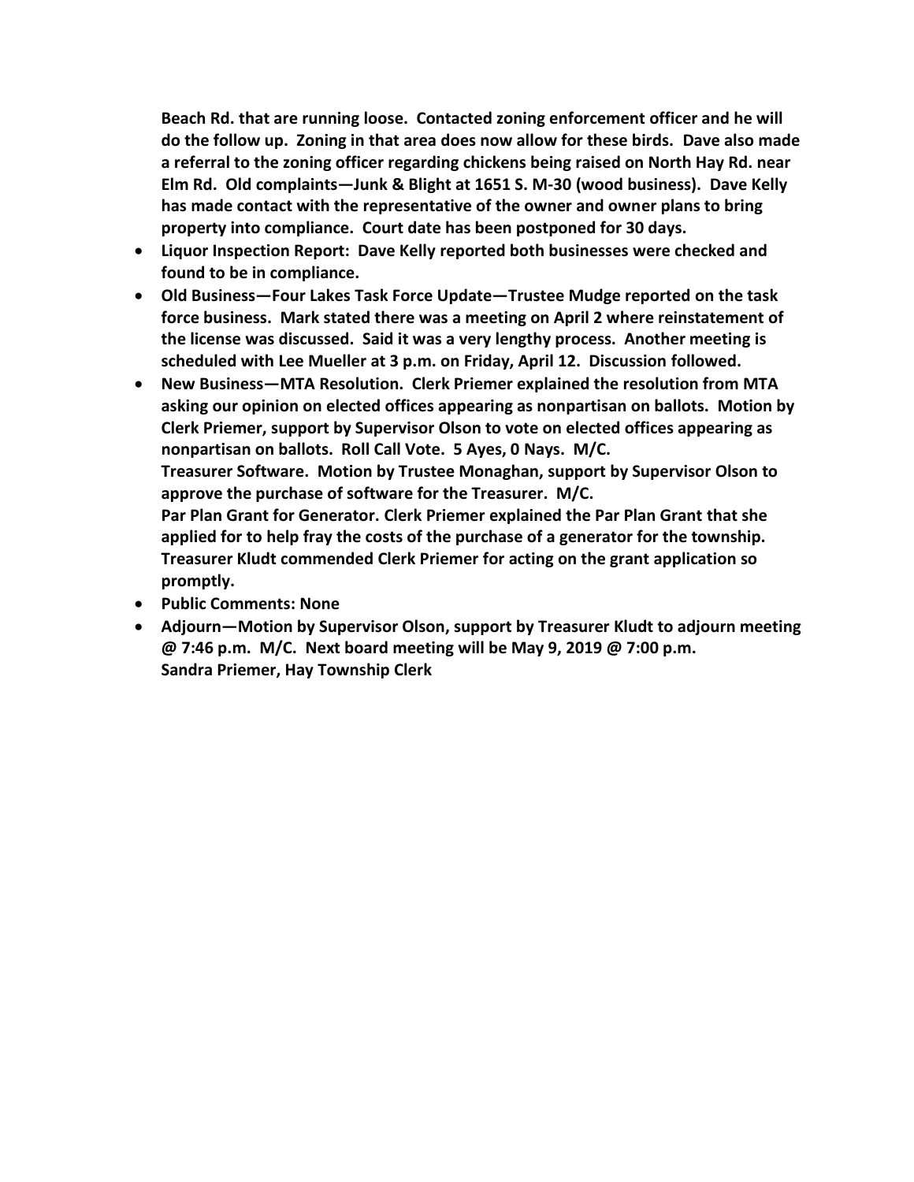**Beach Rd. that are running loose. Contacted zoning enforcement officer and he will do the follow up. Zoning in that area does now allow for these birds. Dave also made a referral to the zoning officer regarding chickens being raised on North Hay Rd. near Elm Rd. Old complaints—Junk & Blight at 1651 S. M-30 (wood business). Dave Kelly has made contact with the representative of the owner and owner plans to bring property into compliance. Court date has been postponed for 30 days.**

- **Liquor Inspection Report: Dave Kelly reported both businesses were checked and found to be in compliance.**
- **Old Business—Four Lakes Task Force Update—Trustee Mudge reported on the task force business. Mark stated there was a meeting on April 2 where reinstatement of the license was discussed. Said it was a very lengthy process. Another meeting is scheduled with Lee Mueller at 3 p.m. on Friday, April 12. Discussion followed.**
- **New Business—MTA Resolution. Clerk Priemer explained the resolution from MTA asking our opinion on elected offices appearing as nonpartisan on ballots. Motion by Clerk Priemer, support by Supervisor Olson to vote on elected offices appearing as nonpartisan on ballots. Roll Call Vote. 5 Ayes, 0 Nays. M/C.**
  **Treasurer Software. Motion by Trustee Monaghan, support by Supervisor Olson to approve the purchase of software for the Treasurer. M/C.**
  **Par Plan Grant for Generator. Clerk Priemer explained the Par Plan Grant that she applied for to help fray the costs of the purchase of a generator for the township. Treasurer Kludt commended Clerk Priemer for acting on the grant application so promptly.**
- **Public Comments: None**
- **Adjourn—Motion by Supervisor Olson, support by Treasurer Kludt to adjourn meeting @ 7:46 p.m. M/C. Next board meeting will be May 9, 2019 @ 7:00 p.m.**
  **Sandra Priemer, Hay Township Clerk**